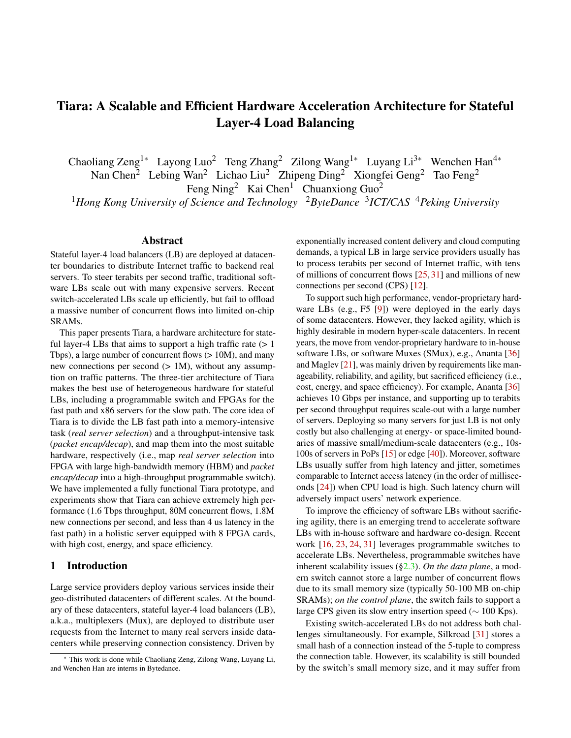# Tiara: A Scalable and Efficient Hardware Acceleration Architecture for Stateful Layer-4 Load Balancing

Chaoliang Zeng[1*] Layong Luo[2] Teng Zhang[2] Zilong Wang[1*] Luyang Li[3*] Wenchen Han[4*]
Nan Chen[2] Lebing Wan[2] Lichao Liu[2] Zhipeng Ding[2] Xiongfei Geng[2] Tao Feng[2]
Feng Ning[2] Kai Chen[1] Chuanxiong Guo[2]

[1]*Hong Kong University of Science and Technology* [2]*ByteDance* [3]*ICT/CAS* [4]*Peking University*

## Abstract

Stateful layer-4 load balancers (LB) are deployed at datacenter boundaries to distribute Internet traffic to backend real servers. To steer terabits per second traffic, traditional software LBs scale out with many expensive servers. Recent switch-accelerated LBs scale up efficiently, but fail to offload a massive number of concurrent flows into limited on-chip SRAMs.

This paper presents Tiara, a hardware architecture for stateful layer-4 LBs that aims to support a high traffic rate (> 1 Tbps), a large number of concurrent flows (> 10M), and many new connections per second (> 1M), without any assumption on traffic patterns. The three-tier architecture of Tiara makes the best use of heterogeneous hardware for stateful LBs, including a programmable switch and FPGAs for the fast path and x86 servers for the slow path. The core idea of Tiara is to divide the LB fast path into a memory-intensive task (*real server selection*) and a throughput-intensive task (*packet encap/decap*), and map them into the most suitable hardware, respectively (i.e., map *real server selection* into FPGA with large high-bandwidth memory (HBM) and *packet encap/decap* into a high-throughput programmable switch). We have implemented a fully functional Tiara prototype, and experiments show that Tiara can achieve extremely high performance (1.6 Tbps throughput, 80M concurrent flows, 1.8M new connections per second, and less than 4 us latency in the fast path) in a holistic server equipped with 8 FPGA cards, with high cost, energy, and space efficiency.

## 1 Introduction

Large service providers deploy various services inside their geo-distributed datacenters of different scales. At the boundary of these datacenters, stateful layer-4 load balancers (LB), a.k.a., multiplexers (Mux), are deployed to distribute user requests from the Internet to many real servers inside datacenters while preserving connection consistency. Driven by exponentially increased content delivery and cloud computing demands, a typical LB in large service providers usually has to process terabits per second of Internet traffic, with tens of millions of concurrent flows [25, 31] and millions of new connections per second (CPS) [12].

To support such high performance, vendor-proprietary hardware LBs (e.g., F5 [9]) were deployed in the early days of some datacenters. However, they lacked agility, which is highly desirable in modern hyper-scale datacenters. In recent years, the move from vendor-proprietary hardware to in-house software LBs, or software Muxes (SMux), e.g., Ananta [36] and Maglev [21], was mainly driven by requirements like manageability, reliability, and agility, but sacrificed efficiency (i.e., cost, energy, and space efficiency). For example, Ananta [36] achieves 10 Gbps per instance, and supporting up to terabits per second throughput requires scale-out with a large number of servers. Deploying so many servers for just LB is not only costly but also challenging at energy- or space-limited boundaries of massive small/medium-scale datacenters (e.g., 10s-100s of servers in PoPs [15] or edge [40]). Moreover, software LBs usually suffer from high latency and jitter, sometimes comparable to Internet access latency (in the order of milliseconds [24]) when CPU load is high. Such latency churn will adversely impact users' network experience.

To improve the efficiency of software LBs without sacrificing agility, there is an emerging trend to accelerate software LBs with in-house software and hardware co-design. Recent work [16, 23, 24, 31] leverages programmable switches to accelerate LBs. Nevertheless, programmable switches have inherent scalability issues (§2.3). *On the data plane*, a modern switch cannot store a large number of concurrent flows due to its small memory size (typically 50-100 MB on-chip SRAMs); *on the control plane*, the switch fails to support a large CPS given its slow entry insertion speed (~ 100 Kps).

Existing switch-accelerated LBs do not address both challenges simultaneously. For example, Silkroad [31] stores a small hash of a connection instead of the 5-tuple to compress the connection table. However, its scalability is still bounded by the switch's small memory size, and it may suffer from

* This work is done while Chaoliang Zeng, Zilong Wang, Luyang Li, and Wenchen Han are interns in Bytedance.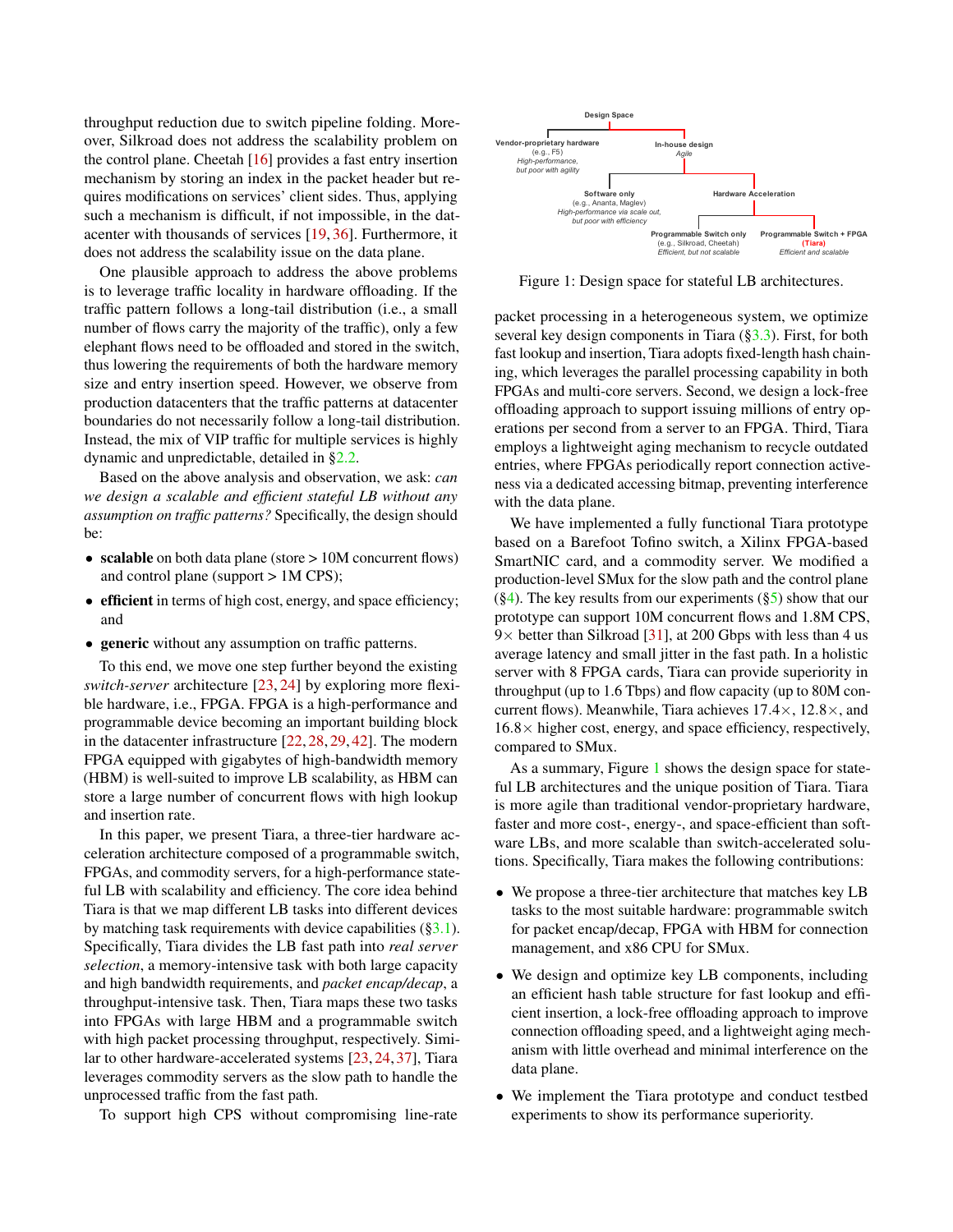throughput reduction due to switch pipeline folding. Moreover, Silkroad does not address the scalability problem on the control plane. Cheetah [16] provides a fast entry insertion mechanism by storing an index in the packet header but requires modifications on services' client sides. Thus, applying such a mechanism is difficult, if not impossible, in the datacenter with thousands of services [19, 36]. Furthermore, it does not address the scalability issue on the data plane.

One plausible approach to address the above problems is to leverage traffic locality in hardware offloading. If the traffic pattern follows a long-tail distribution (i.e., a small number of flows carry the majority of the traffic), only a few elephant flows need to be offloaded and stored in the switch, thus lowering the requirements of both the hardware memory size and entry insertion speed. However, we observe from production datacenters that the traffic patterns at datacenter boundaries do not necessarily follow a long-tail distribution. Instead, the mix of VIP traffic for multiple services is highly dynamic and unpredictable, detailed in §2.2.

Based on the above analysis and observation, we ask: *can we design a scalable and efficient stateful LB without any assumption on traffic patterns?* Specifically, the design should be:

- **scalable** on both data plane (store > 10M concurrent flows) and control plane (support > 1M CPS);
- **efficient** in terms of high cost, energy, and space efficiency; and
- **generic** without any assumption on traffic patterns.

To this end, we move one step further beyond the existing *switch-server* architecture [23, 24] by exploring more flexible hardware, i.e., FPGA. FPGA is a high-performance and programmable device becoming an important building block in the datacenter infrastructure [22, 28, 29, 42]. The modern FPGA equipped with gigabytes of high-bandwidth memory (HBM) is well-suited to improve LB scalability, as HBM can store a large number of concurrent flows with high lookup and insertion rate.

In this paper, we present Tiara, a three-tier hardware acceleration architecture composed of a programmable switch, FPGAs, and commodity servers, for a high-performance stateful LB with scalability and efficiency. The core idea behind Tiara is that we map different LB tasks into different devices by matching task requirements with device capabilities (§3.1). Specifically, Tiara divides the LB fast path into *real server selection*, a memory-intensive task with both large capacity and high bandwidth requirements, and *packet encap/decap*, a throughput-intensive task. Then, Tiara maps these two tasks into FPGAs with large HBM and a programmable switch with high packet processing throughput, respectively. Similar to other hardware-accelerated systems [23, 24, 37], Tiara leverages commodity servers as the slow path to handle the unprocessed traffic from the fast path.

To support high CPS without compromising line-rate packet processing in a heterogeneous system, we optimize several key design components in Tiara (§3.3). First, for both fast lookup and insertion, Tiara adopts fixed-length hash chaining, which leverages the parallel processing capability in both FPGAs and multi-core servers. Second, we design a lock-free offloading approach to support issuing millions of entry operations per second from a server to an FPGA. Third, Tiara employs a lightweight aging mechanism to recycle outdated entries, where FPGAs periodically report connection activeness via a dedicated accessing bitmap, preventing interference with the data plane.

We have implemented a fully functional Tiara prototype based on a Barefoot Tofino switch, a Xilinx FPGA-based SmartNIC card, and a commodity server. We modified a production-level SMux for the slow path and the control plane (§4). The key results from our experiments (§5) show that our prototype can support 10M concurrent flows and 1.8M CPS, 9× better than Silkroad [31], at 200 Gbps with less than 4 us average latency and small jitter in the fast path. In a holistic server with 8 FPGA cards, Tiara can provide superiority in throughput (up to 1.6 Tbps) and flow capacity (up to 80M concurrent flows). Meanwhile, Tiara achieves 17.4×, 12.8×, and 16.8× higher cost, energy, and space efficiency, respectively, compared to SMux.

As a summary, Figure 1 shows the design space for stateful LB architectures and the unique position of Tiara. Tiara is more agile than traditional vendor-proprietary hardware, faster and more cost-, energy-, and space-efficient than software LBs, and more scalable than switch-accelerated solutions. Specifically, Tiara makes the following contributions:

- We propose a three-tier architecture that matches key LB tasks to the most suitable hardware: programmable switch for packet encap/decap, FPGA with HBM for connection management, and x86 CPU for SMux.
- We design and optimize key LB components, including an efficient hash table structure for fast lookup and efficient insertion, a lock-free offloading approach to improve connection offloading speed, and a lightweight aging mechanism with little overhead and minimal interference on the data plane.
- We implement the Tiara prototype and conduct testbed experiments to show its performance superiority.

Design Space
- Vendor-proprietary hardware (e.g., F5) *High-performance, but poor with agility*
- In-house design *Agile*
  - Software only (e.g., Ananta, Maglev) *High-performance via scale out, but poor with efficiency*
  - Hardware Acceleration
    - Programmable Switch only (e.g., Silkroad, Cheetah) *Efficient, but not scalable*
    - Programmable Switch + FPGA (Tiara) *Efficient and scalable*

Figure 1: Design space for stateful LB architectures.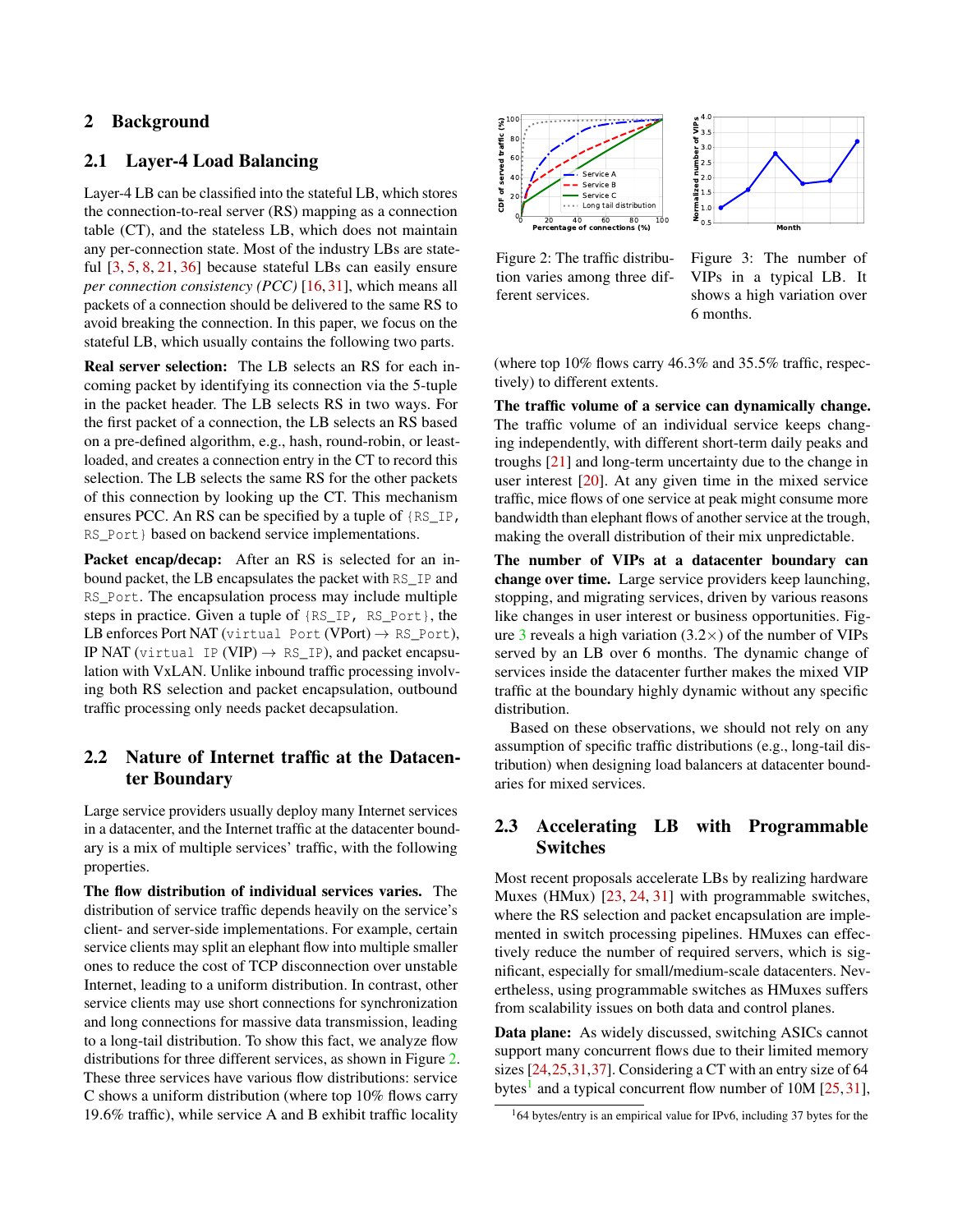## 2 Background

### 2.1 Layer-4 Load Balancing

Layer-4 LB can be classified into the stateful LB, which stores the connection-to-real server (RS) mapping as a connection table (CT), and the stateless LB, which does not maintain any per-connection state. Most of the industry LBs are stateful [3, 5, 8, 21, 36] because stateful LBs can easily ensure *per connection consistency (PCC)* [16, 31], which means all packets of a connection should be delivered to the same RS to avoid breaking the connection. In this paper, we focus on the stateful LB, which usually contains the following two parts.

**Real server selection:** The LB selects an RS for each incoming packet by identifying its connection via the 5-tuple in the packet header. The LB selects RS in two ways. For the first packet of a connection, the LB selects an RS based on a pre-defined algorithm, e.g., hash, round-robin, or least-loaded, and creates a connection entry in the CT to record this selection. The LB selects the same RS for the other packets of this connection by looking up the CT. This mechanism ensures PCC. An RS can be specified by a tuple of `{RS_IP, RS_Port}` based on backend service implementations.

**Packet encap/decap:** After an RS is selected for an inbound packet, the LB encapsulates the packet with `RS_IP` and `RS_Port`. The encapsulation process may include multiple steps in practice. Given a tuple of `{RS_IP, RS_Port}`, the LB enforces Port NAT (`virtual Port` (VPort) → `RS_Port`), IP NAT (`virtual IP` (VIP) → `RS_IP`), and packet encapsulation with VxLAN. Unlike inbound traffic processing involving both RS selection and packet encapsulation, outbound traffic processing only needs packet decapsulation.

### 2.2 Nature of Internet traffic at the Datacenter Boundary

Large service providers usually deploy many Internet services in a datacenter, and the Internet traffic at the datacenter boundary is a mix of multiple services' traffic, with the following properties.

**The flow distribution of individual services varies.** The distribution of service traffic depends heavily on the service's client- and server-side implementations. For example, certain service clients may split an elephant flow into multiple smaller ones to reduce the cost of TCP disconnection over unstable Internet, leading to a uniform distribution. In contrast, other service clients may use short connections for synchronization and long connections for massive data transmission, leading to a long-tail distribution. To show this fact, we analyze flow distributions for three different services, as shown in Figure 2. These three services have various flow distributions: service C shows a uniform distribution (where top 10% flows carry 19.6% traffic), while service A and B exhibit traffic locality (where top 10% flows carry 46.3% and 35.5% traffic, respectively) to different extents.

Figure 2: The traffic distribution varies among three different services.

Figure 3: The number of VIPs in a typical LB. It shows a high variation over 6 months.

**The traffic volume of a service can dynamically change.** The traffic volume of an individual service keeps changing independently, with different short-term daily peaks and troughs [21] and long-term uncertainty due to the change in user interest [20]. At any given time in the mixed service traffic, mice flows of one service at peak might consume more bandwidth than elephant flows of another service at the trough, making the overall distribution of their mix unpredictable.

**The number of VIPs at a datacenter boundary can change over time.** Large service providers keep launching, stopping, and migrating services, driven by various reasons like changes in user interest or business opportunities. Figure 3 reveals a high variation (3.2×) of the number of VIPs served by an LB over 6 months. The dynamic change of services inside the datacenter further makes the mixed VIP traffic at the boundary highly dynamic without any specific distribution.

Based on these observations, we should not rely on any assumption of specific traffic distributions (e.g., long-tail distribution) when designing load balancers at datacenter boundaries for mixed services.

### 2.3 Accelerating LB with Programmable Switches

Most recent proposals accelerate LBs by realizing hardware Muxes (HMux) [23, 24, 31] with programmable switches, where the RS selection and packet encapsulation are implemented in switch processing pipelines. HMuxes can effectively reduce the number of required servers, which is significant, especially for small/medium-scale datacenters. Nevertheless, using programmable switches as HMuxes suffers from scalability issues on both data and control planes.

**Data plane:** As widely discussed, switching ASICs cannot support many concurrent flows due to their limited memory sizes [24,25,31,37]. Considering a CT with an entry size of 64 bytes[1] and a typical concurrent flow number of 10M [25,31],

[1]64 bytes/entry is an empirical value for IPv6, including 37 bytes for the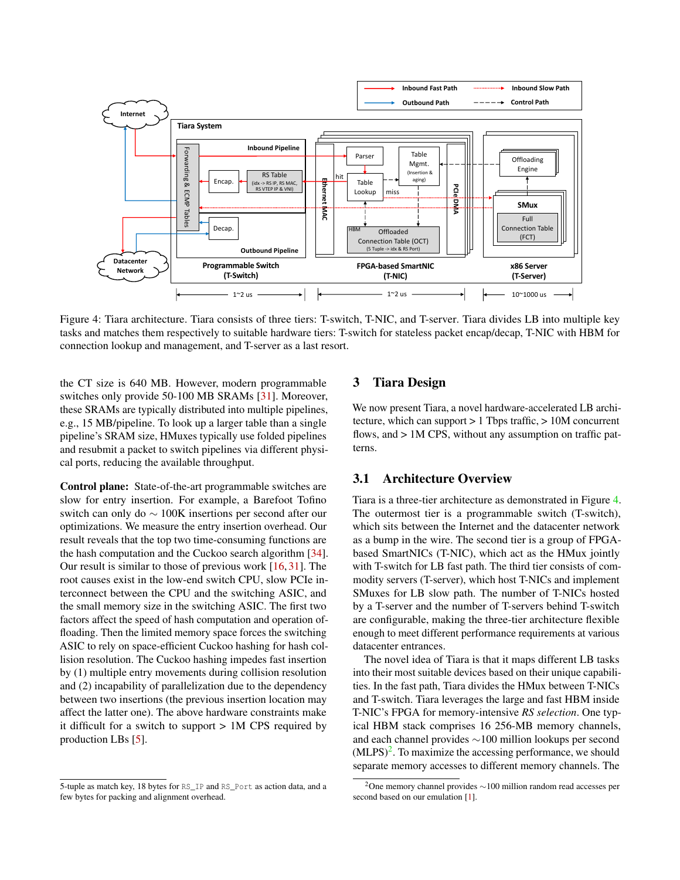Figure 4: Tiara architecture. Tiara consists of three tiers: T-switch, T-NIC, and T-server. Tiara divides LB into multiple key tasks and matches them respectively to suitable hardware tiers: T-switch for stateless packet encap/decap, T-NIC with HBM for connection lookup and management, and T-server as a last resort.

the CT size is 640 MB. However, modern programmable switches only provide 50-100 MB SRAMs [31]. Moreover, these SRAMs are typically distributed into multiple pipelines, e.g., 15 MB/pipeline. To look up a larger table than a single pipeline's SRAM size, HMuxes typically use folded pipelines and resubmit a packet to switch pipelines via different physical ports, reducing the available throughput.

**Control plane:** State-of-the-art programmable switches are slow for entry insertion. For example, a Barefoot Tofino switch can only do ∼ 100K insertions per second after our optimizations. We measure the entry insertion overhead. Our result reveals that the top two time-consuming functions are the hash computation and the Cuckoo search algorithm [34]. Our result is similar to those of previous work [16, 31]. The root causes exist in the low-end switch CPU, slow PCIe interconnect between the CPU and the switching ASIC, and the small memory size in the switching ASIC. The first two factors affect the speed of hash computation and operation offloading. Then the limited memory space forces the switching ASIC to rely on space-efficient Cuckoo hashing for hash collision resolution. The Cuckoo hashing impedes fast insertion by (1) multiple entry movements during collision resolution and (2) incapability of parallelization due to the dependency between two insertions (the previous insertion location may affect the latter one). The above hardware constraints make it difficult for a switch to support > 1M CPS required by production LBs [5].

5-tuple as match key, 18 bytes for RS_IP and RS_Port as action data, and a few bytes for packing and alignment overhead.

## 3 Tiara Design

We now present Tiara, a novel hardware-accelerated LB architecture, which can support > 1 Tbps traffic, > 10M concurrent flows, and > 1M CPS, without any assumption on traffic patterns.

### 3.1 Architecture Overview

Tiara is a three-tier architecture as demonstrated in Figure 4. The outermost tier is a programmable switch (T-switch), which sits between the Internet and the datacenter network as a bump in the wire. The second tier is a group of FPGA-based SmartNICs (T-NIC), which act as the HMux jointly with T-switch for LB fast path. The third tier consists of commodity servers (T-server), which host T-NICs and implement SMuxes for LB slow path. The number of T-NICs hosted by a T-server and the number of T-servers behind T-switch are configurable, making the three-tier architecture flexible enough to meet different performance requirements at various datacenter entrances.

The novel idea of Tiara is that it maps different LB tasks into their most suitable devices based on their unique capabilities. In the fast path, Tiara divides the HMux between T-NICs and T-switch. Tiara leverages the large and fast HBM inside T-NIC's FPGA for memory-intensive *RS selection*. One typical HBM stack comprises 16 256-MB memory channels, and each channel provides ∼100 million lookups per second (MLPS)[2]. To maximize the accessing performance, we should separate memory accesses to different memory channels. The

[2]One memory channel provides ∼100 million random read accesses per second based on our emulation [1].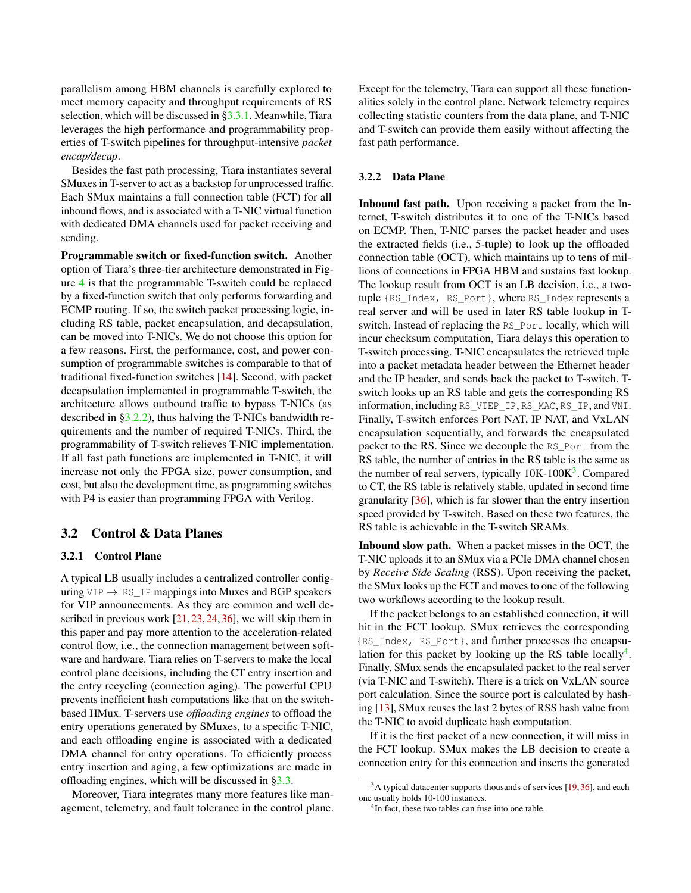parallelism among HBM channels is carefully explored to meet memory capacity and throughput requirements of RS selection, which will be discussed in §3.3.1. Meanwhile, Tiara leverages the high performance and programmability properties of T-switch pipelines for throughput-intensive *packet encap/decap*.

Besides the fast path processing, Tiara instantiates several SMuxes in T-server to act as a backstop for unprocessed traffic. Each SMux maintains a full connection table (FCT) for all inbound flows, and is associated with a T-NIC virtual function with dedicated DMA channels used for packet receiving and sending.

**Programmable switch or fixed-function switch.** Another option of Tiara's three-tier architecture demonstrated in Figure 4 is that the programmable T-switch could be replaced by a fixed-function switch that only performs forwarding and ECMP routing. If so, the switch packet processing logic, including RS table, packet encapsulation, and decapsulation, can be moved into T-NICs. We do not choose this option for a few reasons. First, the performance, cost, and power consumption of programmable switches is comparable to that of traditional fixed-function switches [14]. Second, with packet decapsulation implemented in programmable T-switch, the architecture allows outbound traffic to bypass T-NICs (as described in §3.2.2), thus halving the T-NICs bandwidth requirements and the number of required T-NICs. Third, the programmability of T-switch relieves T-NIC implementation. If all fast path functions are implemented in T-NIC, it will increase not only the FPGA size, power consumption, and cost, but also the development time, as programming switches with P4 is easier than programming FPGA with Verilog.

## 3.2 Control & Data Planes

### 3.2.1 Control Plane

A typical LB usually includes a centralized controller configuring `VIP` → `RS_IP` mappings into Muxes and BGP speakers for VIP announcements. As they are common and well described in previous work [21, 23, 24, 36], we will skip them in this paper and pay more attention to the acceleration-related control flow, i.e., the connection management between software and hardware. Tiara relies on T-servers to make the local control plane decisions, including the CT entry insertion and the entry recycling (connection aging). The powerful CPU prevents inefficient hash computations like that on the switch-based HMux. T-servers use *offloading engines* to offload the entry operations generated by SMuxes, to a specific T-NIC, and each offloading engine is associated with a dedicated DMA channel for entry operations. To efficiently process entry insertion and aging, a few optimizations are made in offloading engines, which will be discussed in §3.3.

Moreover, Tiara integrates many more features like management, telemetry, and fault tolerance in the control plane. Except for the telemetry, Tiara can support all these functionalities solely in the control plane. Network telemetry requires collecting statistic counters from the data plane, and T-NIC and T-switch can provide them easily without affecting the fast path performance.

### 3.2.2 Data Plane

**Inbound fast path.** Upon receiving a packet from the Internet, T-switch distributes it to one of the T-NICs based on ECMP. Then, T-NIC parses the packet header and uses the extracted fields (i.e., 5-tuple) to look up the offloaded connection table (OCT), which maintains up to tens of millions of connections in FPGA HBM and sustains fast lookup. The lookup result from OCT is an LB decision, i.e., a two-tuple `{RS_Index, RS_Port}`, where `RS_Index` represents a real server and will be used in later RS table lookup in T-switch. Instead of replacing the `RS_Port` locally, which will incur checksum computation, Tiara delays this operation to T-switch processing. T-NIC encapsulates the retrieved tuple into a packet metadata header between the Ethernet header and the IP header, and sends back the packet to T-switch. T-switch looks up an RS table and gets the corresponding RS information, including `RS_VTEP_IP`, `RS_MAC`, `RS_IP`, and `VNI`. Finally, T-switch enforces Port NAT, IP NAT, and VxLAN encapsulation sequentially, and forwards the encapsulated packet to the RS. Since we decouple the `RS_Port` from the RS table, the number of entries in the RS table is the same as the number of real servers, typically 10K-100K[3]. Compared to CT, the RS table is relatively stable, updated in second time granularity [36], which is far slower than the entry insertion speed provided by T-switch. Based on these two features, the RS table is achievable in the T-switch SRAMs.

**Inbound slow path.** When a packet misses in the OCT, the T-NIC uploads it to an SMux via a PCIe DMA channel chosen by *Receive Side Scaling* (RSS). Upon receiving the packet, the SMux looks up the FCT and moves to one of the following two workflows according to the lookup result.

If the packet belongs to an established connection, it will hit in the FCT lookup. SMux retrieves the corresponding `{RS_Index, RS_Port}`, and further processes the encapsulation for this packet by looking up the RS table locally[4]. Finally, SMux sends the encapsulated packet to the real server (via T-NIC and T-switch). There is a trick on VxLAN source port calculation. Since the source port is calculated by hashing [13], SMux reuses the last 2 bytes of RSS hash value from the T-NIC to avoid duplicate hash computation.

If it is the first packet of a new connection, it will miss in the FCT lookup. SMux makes the LB decision to create a connection entry for this connection and inserts the generated

[3] A typical datacenter supports thousands of services [19, 36], and each one usually holds 10-100 instances.

[4] In fact, these two tables can fuse into one table.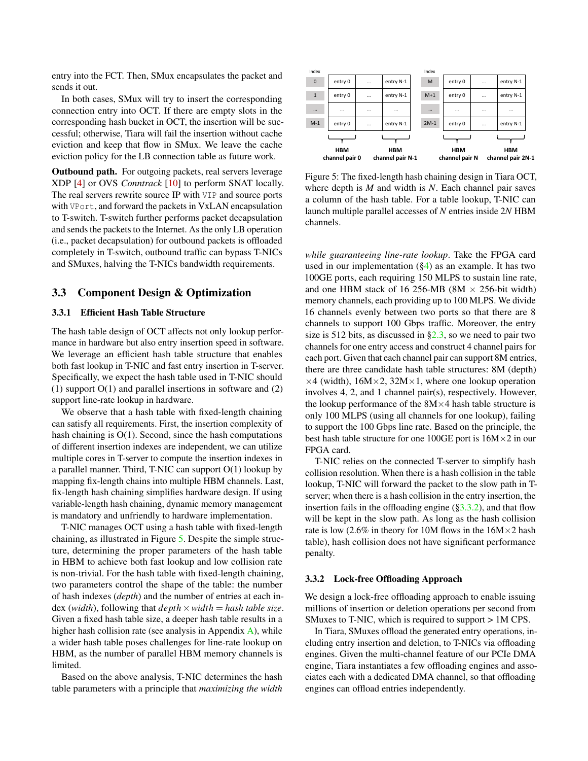entry into the FCT. Then, SMux encapsulates the packet and sends it out.

In both cases, SMux will try to insert the corresponding connection entry into OCT. If there are empty slots in the corresponding hash bucket in OCT, the insertion will be successful; otherwise, Tiara will fail the insertion without cache eviction and keep that flow in SMux. We leave the cache eviction policy for the LB connection table as future work.

**Outbound path.** For outgoing packets, real servers leverage XDP [4] or OVS *Conntrack* [10] to perform SNAT locally. The real servers rewrite source IP with `VIP` and source ports with `VPort`, and forward the packets in VxLAN encapsulation to T-switch. T-switch further performs packet decapsulation and sends the packets to the Internet. As the only LB operation (i.e., packet decapsulation) for outbound packets is offloaded completely in T-switch, outbound traffic can bypass T-NICs and SMuxes, halving the T-NICs bandwidth requirements.

## 3.3 Component Design & Optimization

### 3.3.1 Efficient Hash Table Structure

The hash table design of OCT affects not only lookup performance in hardware but also entry insertion speed in software. We leverage an efficient hash table structure that enables both fast lookup in T-NIC and fast entry insertion in T-server. Specifically, we expect the hash table used in T-NIC should (1) support O(1) and parallel insertions in software and (2) support line-rate lookup in hardware.

We observe that a hash table with fixed-length chaining can satisfy all requirements. First, the insertion complexity of hash chaining is O(1). Second, since the hash computations of different insertion indexes are independent, we can utilize multiple cores in T-server to compute the insertion indexes in a parallel manner. Third, T-NIC can support O(1) lookup by mapping fix-length chains into multiple HBM channels. Last, fix-length hash chaining simplifies hardware design. If using variable-length hash chaining, dynamic memory management is mandatory and unfriendly to hardware implementation.

T-NIC manages OCT using a hash table with fixed-length chaining, as illustrated in Figure 5. Despite the simple structure, determining the proper parameters of the hash table in HBM to achieve both fast lookup and low collision rate is non-trivial. For the hash table with fixed-length chaining, two parameters control the shape of the table: the number of hash indexes (*depth*) and the number of entries at each index (*width*), following that $depth \times width = hash\ table\ size$. Given a fixed hash table size, a deeper hash table results in a higher hash collision rate (see analysis in Appendix A), while a wider hash table poses challenges for line-rate lookup on HBM, as the number of parallel HBM memory channels is limited.

Based on the above analysis, T-NIC determines the hash table parameters with a principle that *maximizing the width while guaranteeing line-rate lookup*. Take the FPGA card used in our implementation (§4) as an example. It has two 100GE ports, each requiring 150 MLPS to sustain line rate, and one HBM stack of 16 256-MB (8M × 256-bit width) memory channels, each providing up to 100 MLPS. We divide 16 channels evenly between two ports so that there are 8 channels to support 100 Gbps traffic. Moreover, the entry size is 512 bits, as discussed in §2.3, so we need to pair two channels for one entry access and construct 4 channel pairs for each port. Given that each channel pair can support 8M entries, there are three candidate hash table structures: 8M (depth) ×4 (width), 16M×2, 32M×1, where one lookup operation involves 4, 2, and 1 channel pair(s), respectively. However, the lookup performance of the 8M×4 hash table structure is only 100 MLPS (using all channels for one lookup), failing to support the 100 Gbps line rate. Based on the principle, the best hash table structure for one 100GE port is 16M×2 in our FPGA card.

| Index | | | | | Index | | | |
|---|---|---|---|---|---|---|---|---|
| 0 | entry 0 | ... | entry N-1 | | M | entry 0 | ... | entry N-1 |
| 1 | entry 0 | ... | entry N-1 | | M+1 | entry 0 | ... | entry N-1 |
| ... | ... | ... | ... | | ... | ... | ... | ... |
| M-1 | entry 0 | ... | entry N-1 | | 2M-1 | entry 0 | ... | entry N-1 |
| | HBM channel pair 0 | | HBM channel pair N-1 | | | HBM channel pair N | | HBM channel pair 2N-1 |

Figure 5: The fixed-length hash chaining design in Tiara OCT, where depth is *M* and width is *N*. Each channel pair saves a column of the hash table. For a table lookup, T-NIC can launch multiple parallel accesses of *N* entries inside 2*N* HBM channels.

T-NIC relies on the connected T-server to simplify hash collision resolution. When there is a hash collision in the table lookup, T-NIC will forward the packet to the slow path in T-server; when there is a hash collision in the entry insertion, the insertion fails in the offloading engine (§3.3.2), and that flow will be kept in the slow path. As long as the hash collision rate is low (2.6% in theory for 10M flows in the 16M×2 hash table), hash collision does not have significant performance penalty.

### 3.3.2 Lock-free Offloading Approach

We design a lock-free offloading approach to enable issuing millions of insertion or deletion operations per second from SMuxes to T-NIC, which is required to support > 1M CPS.

In Tiara, SMuxes offload the generated entry operations, including entry insertion and deletion, to T-NICs via offloading engines. Given the multi-channel feature of our PCIe DMA engine, Tiara instantiates a few offloading engines and associates each with a dedicated DMA channel, so that offloading engines can offload entries independently.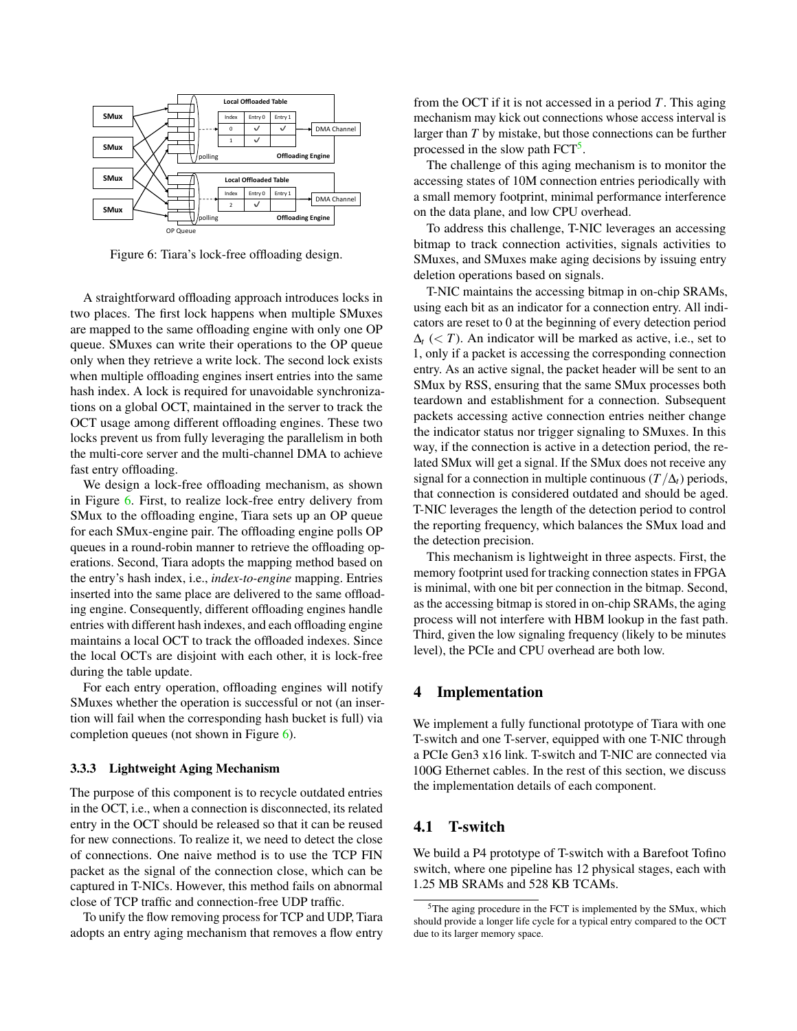Figure 6: Tiara's lock-free offloading design.

A straightforward offloading approach introduces locks in two places. The first lock happens when multiple SMuxes are mapped to the same offloading engine with only one OP queue. SMuxes can write their operations to the OP queue only when they retrieve a write lock. The second lock exists when multiple offloading engines insert entries into the same hash index. A lock is required for unavoidable synchronizations on a global OCT, maintained in the server to track the OCT usage among different offloading engines. These two locks prevent us from fully leveraging the parallelism in both the multi-core server and the multi-channel DMA to achieve fast entry offloading.

We design a lock-free offloading mechanism, as shown in Figure 6. First, to realize lock-free entry delivery from SMux to the offloading engine, Tiara sets up an OP queue for each SMux-engine pair. The offloading engine polls OP queues in a round-robin manner to retrieve the offloading operations. Second, Tiara adopts the mapping method based on the entry's hash index, i.e., *index-to-engine* mapping. Entries inserted into the same place are delivered to the same offloading engine. Consequently, different offloading engines handle entries with different hash indexes, and each offloading engine maintains a local OCT to track the offloaded indexes. Since the local OCTs are disjoint with each other, it is lock-free during the table update.

For each entry operation, offloading engines will notify SMuxes whether the operation is successful or not (an insertion will fail when the corresponding hash bucket is full) via completion queues (not shown in Figure 6).

### 3.3.3 Lightweight Aging Mechanism

The purpose of this component is to recycle outdated entries in the OCT, i.e., when a connection is disconnected, its related entry in the OCT should be released so that it can be reused for new connections. To realize it, we need to detect the close of connections. One naive method is to use the TCP FIN packet as the signal of the connection close, which can be captured in T-NICs. However, this method fails on abnormal close of TCP traffic and connection-free UDP traffic.

To unify the flow removing process for TCP and UDP, Tiara adopts an entry aging mechanism that removes a flow entry from the OCT if it is not accessed in a period $T$. This aging mechanism may kick out connections whose access interval is larger than $T$ by mistake, but those connections can be further processed in the slow path FCT[5].

The challenge of this aging mechanism is to monitor the accessing states of 10M connection entries periodically with a small memory footprint, minimal performance interference on the data plane, and low CPU overhead.

To address this challenge, T-NIC leverages an accessing bitmap to track connection activities, signals activities to SMuxes, and SMuxes make aging decisions by issuing entry deletion operations based on signals.

T-NIC maintains the accessing bitmap in on-chip SRAMs, using each bit as an indicator for a connection entry. All indicators are reset to 0 at the beginning of every detection period $\Delta_t$ ($< T$). An indicator will be marked as active, i.e., set to 1, only if a packet is accessing the corresponding connection entry. As an active signal, the packet header will be sent to an SMux by RSS, ensuring that the same SMux processes both teardown and establishment for a connection. Subsequent packets accessing active connection entries neither change the indicator status nor trigger signaling to SMuxes. In this way, if the connection is active in a detection period, the related SMux will get a signal. If the SMux does not receive any signal for a connection in multiple continuous ($T/\Delta_t$) periods, that connection is considered outdated and should be aged. T-NIC leverages the length of the detection period to control the reporting frequency, which balances the SMux load and the detection precision.

This mechanism is lightweight in three aspects. First, the memory footprint used for tracking connection states in FPGA is minimal, with one bit per connection in the bitmap. Second, as the accessing bitmap is stored in on-chip SRAMs, the aging process will not interfere with HBM lookup in the fast path. Third, given the low signaling frequency (likely to be minutes level), the PCIe and CPU overhead are both low.

## 4 Implementation

We implement a fully functional prototype of Tiara with one T-switch and one T-server, equipped with one T-NIC through a PCIe Gen3 x16 link. T-switch and T-NIC are connected via 100G Ethernet cables. In the rest of this section, we discuss the implementation details of each component.

## 4.1 T-switch

We build a P4 prototype of T-switch with a Barefoot Tofino switch, where one pipeline has 12 physical stages, each with 1.25 MB SRAMs and 528 KB TCAMs.

[5]The aging procedure in the FCT is implemented by the SMux, which should provide a longer life cycle for a typical entry compared to the OCT due to its larger memory space.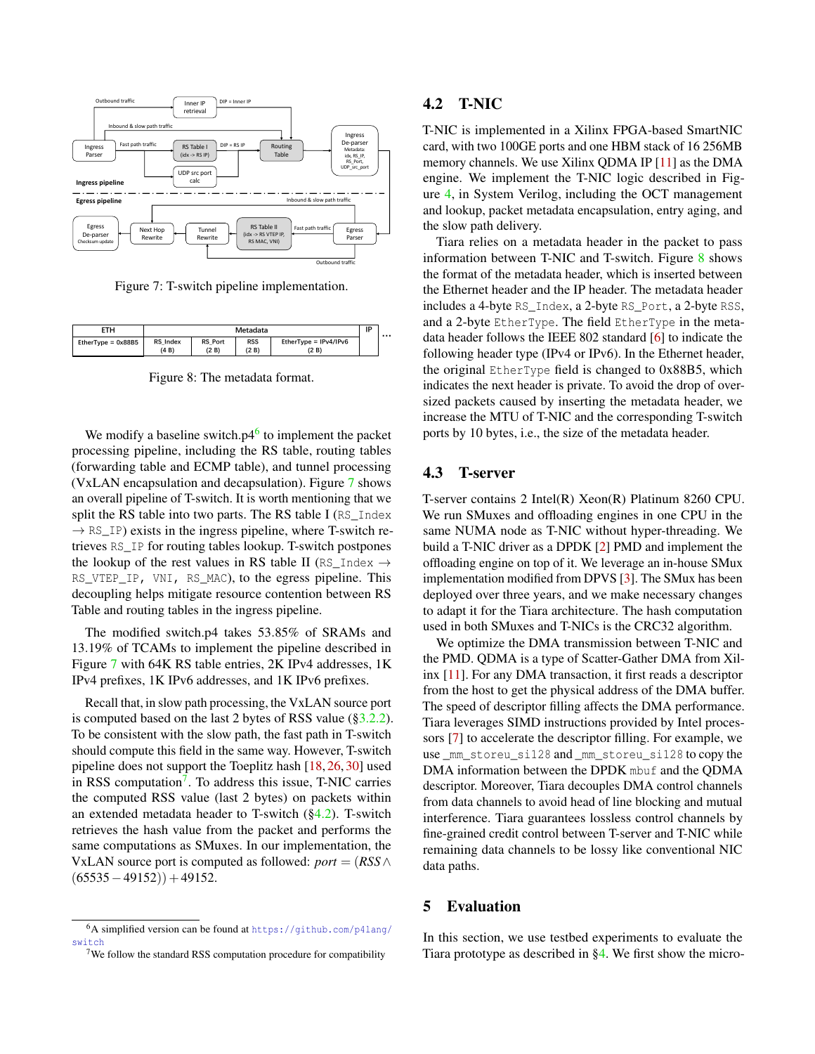Figure 7: T-switch pipeline implementation.

| ETH | Metadata | | | | IP | ... |
|---|---|---|---|---|---|---|
| EtherType = 0x88B5 | RS_Index (4 B) | RS_Port (2 B) | RSS (2 B) | EtherType = IPv4/IPv6 (2 B) | | |

Figure 8: The metadata format.

We modify a baseline switch.p4[6] to implement the packet processing pipeline, including the RS table, routing tables (forwarding table and ECMP table), and tunnel processing (VxLAN encapsulation and decapsulation). Figure 7 shows an overall pipeline of T-switch. It is worth mentioning that we split the RS table into two parts. The RS table I (`RS_Index` → `RS_IP`) exists in the ingress pipeline, where T-switch retrieves `RS_IP` for routing tables lookup. T-switch postpones the lookup of the rest values in RS table II (`RS_Index` → `RS_VTEP_IP, VNI, RS_MAC`), to the egress pipeline. This decoupling helps mitigate resource contention between RS Table and routing tables in the ingress pipeline.

The modified switch.p4 takes 53.85% of SRAMs and 13.19% of TCAMs to implement the pipeline described in Figure 7 with 64K RS table entries, 2K IPv4 addresses, 1K IPv4 prefixes, 1K IPv6 addresses, and 1K IPv6 prefixes.

Recall that, in slow path processing, the VxLAN source port is computed based on the last 2 bytes of RSS value (§3.2.2). To be consistent with the slow path, the fast path in T-switch should compute this field in the same way. However, T-switch pipeline does not support the Toeplitz hash [18, 26, 30] used in RSS computation[7]. To address this issue, T-NIC carries the computed RSS value (last 2 bytes) on packets within an extended metadata header to T-switch (§4.2). T-switch retrieves the hash value from the packet and performs the same computations as SMuxes. In our implementation, the VxLAN source port is computed as followed: $port = (RSS \wedge (65535 - 49152)) + 49152$.

[6] A simplified version can be found at https://github.com/p4lang/switch

[7] We follow the standard RSS computation procedure for compatibility

## 4.2 T-NIC

T-NIC is implemented in a Xilinx FPGA-based SmartNIC card, with two 100GE ports and one HBM stack of 16 256MB memory channels. We use Xilinx QDMA IP [11] as the DMA engine. We implement the T-NIC logic described in Figure 4, in System Verilog, including the OCT management and lookup, packet metadata encapsulation, entry aging, and the slow path delivery.

Tiara relies on a metadata header in the packet to pass information between T-NIC and T-switch. Figure 8 shows the format of the metadata header, which is inserted between the Ethernet header and the IP header. The metadata header includes a 4-byte `RS_Index`, a 2-byte `RS_Port`, a 2-byte `RSS`, and a 2-byte `EtherType`. The field `EtherType` in the metadata header follows the IEEE 802 standard [6] to indicate the following header type (IPv4 or IPv6). In the Ethernet header, the original `EtherType` field is changed to 0x88B5, which indicates the next header is private. To avoid the drop of oversized packets caused by inserting the metadata header, we increase the MTU of T-NIC and the corresponding T-switch ports by 10 bytes, i.e., the size of the metadata header.

## 4.3 T-server

T-server contains 2 Intel(R) Xeon(R) Platinum 8260 CPU. We run SMuxes and offloading engines in one CPU in the same NUMA node as T-NIC without hyper-threading. We build a T-NIC driver as a DPDK [2] PMD and implement the offloading engine on top of it. We leverage an in-house SMux implementation modified from DPVS [3]. The SMux has been deployed over three years, and we make necessary changes to adapt it for the Tiara architecture. The hash computation used in both SMuxes and T-NICs is the CRC32 algorithm.

We optimize the DMA transmission between T-NIC and the PMD. QDMA is a type of Scatter-Gather DMA from Xilinx [11]. For any DMA transaction, it first reads a descriptor from the host to get the physical address of the DMA buffer. The speed of descriptor filling affects the DMA performance. Tiara leverages SIMD instructions provided by Intel processors [7] to accelerate the descriptor filling. For example, we use `_mm_storeu_si128` and `_mm_storeu_si128` to copy the DMA information between the DPDK `mbuf` and the QDMA descriptor. Moreover, Tiara decouples DMA control channels from data channels to avoid head of line blocking and mutual interference. Tiara guarantees lossless control channels by fine-grained credit control between T-server and T-NIC while remaining data channels to be lossy like conventional NIC data paths.

# 5 Evaluation

In this section, we use testbed experiments to evaluate the Tiara prototype as described in §4. We first show the micro-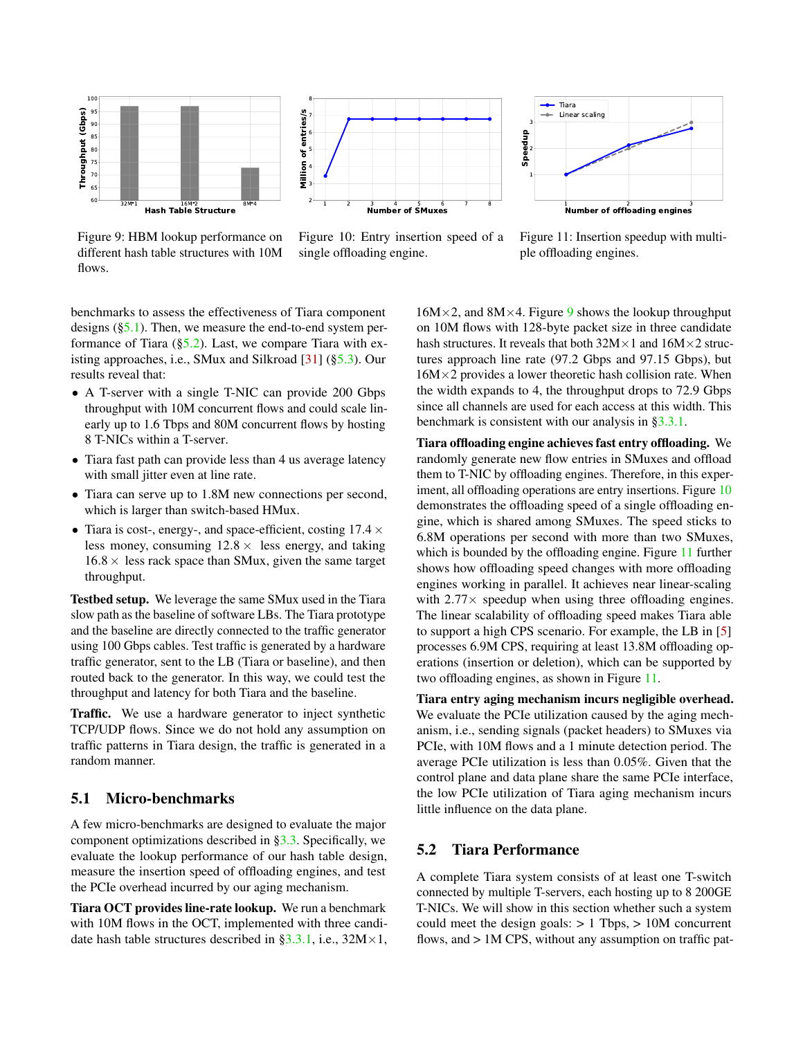Figure 9: HBM lookup performance on different hash table structures with 10M flows.

Figure 10: Entry insertion speed of a single offloading engine.

Figure 11: Insertion speedup with multiple offloading engines.

benchmarks to assess the effectiveness of Tiara component designs (§5.1). Then, we measure the end-to-end system performance of Tiara (§5.2). Last, we compare Tiara with existing approaches, i.e., SMux and Silkroad [31] (§5.3). Our results reveal that:

- A T-server with a single T-NIC can provide 200 Gbps throughput with 10M concurrent flows and could scale linearly up to 1.6 Tbps and 80M concurrent flows by hosting 8 T-NICs within a T-server.
- Tiara fast path can provide less than 4 us average latency with small jitter even at line rate.
- Tiara can serve up to 1.8M new connections per second, which is larger than switch-based HMux.
- Tiara is cost-, energy-, and space-efficient, costing 17.4 × less money, consuming 12.8 × less energy, and taking 16.8 × less rack space than SMux, given the same target throughput.

**Testbed setup.** We leverage the same SMux used in the Tiara slow path as the baseline of software LBs. The Tiara prototype and the baseline are directly connected to the traffic generator using 100 Gbps cables. Test traffic is generated by a hardware traffic generator, sent to the LB (Tiara or baseline), and then routed back to the generator. In this way, we could test the throughput and latency for both Tiara and the baseline.

**Traffic.** We use a hardware generator to inject synthetic TCP/UDP flows. Since we do not hold any assumption on traffic patterns in Tiara design, the traffic is generated in a random manner.

## 5.1 Micro-benchmarks

A few micro-benchmarks are designed to evaluate the major component optimizations described in §3.3. Specifically, we evaluate the lookup performance of our hash table design, measure the insertion speed of offloading engines, and test the PCIe overhead incurred by our aging mechanism.

**Tiara OCT provides line-rate lookup.** We run a benchmark with 10M flows in the OCT, implemented with three candidate hash table structures described in §3.3.1, i.e., 32M×1, 16M×2, and 8M×4. Figure 9 shows the lookup throughput on 10M flows with 128-byte packet size in three candidate hash structures. It reveals that both 32M×1 and 16M×2 structures approach line rate (97.2 Gbps and 97.15 Gbps), but 16M×2 provides a lower theoretic hash collision rate. When the width expands to 4, the throughput drops to 72.9 Gbps since all channels are used for each access at this width. This benchmark is consistent with our analysis in §3.3.1.

**Tiara offloading engine achieves fast entry offloading.** We randomly generate new flow entries in SMuxes and offload them to T-NIC by offloading engines. Therefore, in this experiment, all offloading operations are entry insertions. Figure 10 demonstrates the offloading speed of a single offloading engine, which is shared among SMuxes. The speed sticks to 6.8M operations per second with more than two SMuxes, which is bounded by the offloading engine. Figure 11 further shows how offloading speed changes with more offloading engines working in parallel. It achieves near linear-scaling with 2.77× speedup when using three offloading engines. The linear scalability of offloading speed makes Tiara able to support a high CPS scenario. For example, the LB in [5] processes 6.9M CPS, requiring at least 13.8M offloading operations (insertion or deletion), which can be supported by two offloading engines, as shown in Figure 11.

**Tiara entry aging mechanism incurs negligible overhead.** We evaluate the PCIe utilization caused by the aging mechanism, i.e., sending signals (packet headers) to SMuxes via PCIe, with 10M flows and a 1 minute detection period. The average PCIe utilization is less than 0.05%. Given that the control plane and data plane share the same PCIe interface, the low PCIe utilization of Tiara aging mechanism incurs little influence on the data plane.

## 5.2 Tiara Performance

A complete Tiara system consists of at least one T-switch connected by multiple T-servers, each hosting up to 8 200GE T-NICs. We will show in this section whether such a system could meet the design goals: > 1 Tbps, > 10M concurrent flows, and > 1M CPS, without any assumption on traffic pat-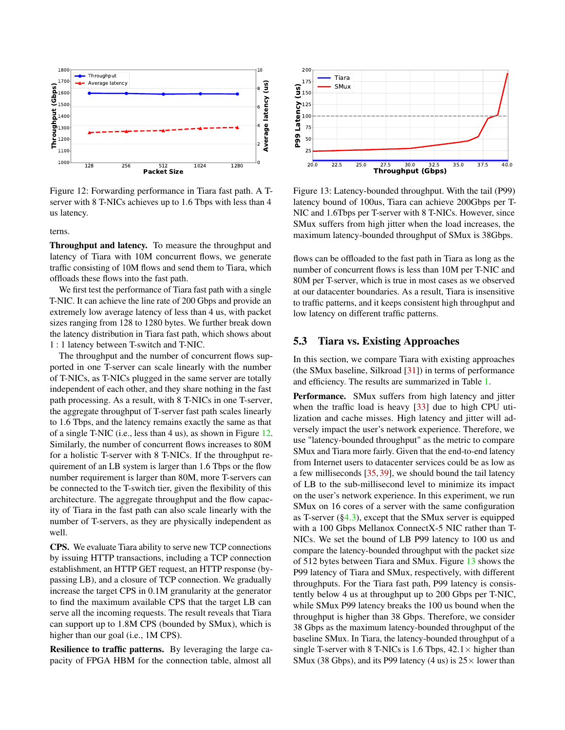Figure 12: Forwarding performance in Tiara fast path. A T-server with 8 T-NICs achieves up to 1.6 Tbps with less than 4 us latency.

terns.

**Throughput and latency.** To measure the throughput and latency of Tiara with 10M concurrent flows, we generate traffic consisting of 10M flows and send them to Tiara, which offloads these flows into the fast path.

We first test the performance of Tiara fast path with a single T-NIC. It can achieve the line rate of 200 Gbps and provide an extremely low average latency of less than 4 us, with packet sizes ranging from 128 to 1280 bytes. We further break down the latency distribution in Tiara fast path, which shows about 1 : 1 latency between T-switch and T-NIC.

The throughput and the number of concurrent flows supported in one T-server can scale linearly with the number of T-NICs, as T-NICs plugged in the same server are totally independent of each other, and they share nothing in the fast path processing. As a result, with 8 T-NICs in one T-server, the aggregate throughput of T-server fast path scales linearly to 1.6 Tbps, and the latency remains exactly the same as that of a single T-NIC (i.e., less than 4 us), as shown in Figure 12. Similarly, the number of concurrent flows increases to 80M for a holistic T-server with 8 T-NICs. If the throughput requirement of an LB system is larger than 1.6 Tbps or the flow number requirement is larger than 80M, more T-servers can be connected to the T-switch tier, given the flexibility of this architecture. The aggregate throughput and the flow capacity of Tiara in the fast path can also scale linearly with the number of T-servers, as they are physically independent as well.

**CPS.** We evaluate Tiara ability to serve new TCP connections by issuing HTTP transactions, including a TCP connection establishment, an HTTP GET request, an HTTP response (bypassing LB), and a closure of TCP connection. We gradually increase the target CPS in 0.1M granularity at the generator to find the maximum available CPS that the target LB can serve all the incoming requests. The result reveals that Tiara can support up to 1.8M CPS (bounded by SMux), which is higher than our goal (i.e., 1M CPS).

**Resilience to traffic patterns.** By leveraging the large capacity of FPGA HBM for the connection table, almost all flows can be offloaded to the fast path in Tiara as long as the number of concurrent flows is less than 10M per T-NIC and 80M per T-server, which is true in most cases as we observed at our datacenter boundaries. As a result, Tiara is insensitive to traffic patterns, and it keeps consistent high throughput and low latency on different traffic patterns.

Figure 13: Latency-bounded throughput. With the tail (P99) latency bound of 100us, Tiara can achieve 200Gbps per T-NIC and 1.6Tbps per T-server with 8 T-NICs. However, since SMux suffers from high jitter when the load increases, the maximum latency-bounded throughput of SMux is 38Gbps.

## 5.3 Tiara vs. Existing Approaches

In this section, we compare Tiara with existing approaches (the SMux baseline, Silkroad [31]) in terms of performance and efficiency. The results are summarized in Table 1.

**Performance.** SMux suffers from high latency and jitter when the traffic load is heavy [33] due to high CPU utilization and cache misses. High latency and jitter will adversely impact the user's network experience. Therefore, we use "latency-bounded throughput" as the metric to compare SMux and Tiara more fairly. Given that the end-to-end latency from Internet users to datacenter services could be as low as a few milliseconds [35, 39], we should bound the tail latency of LB to the sub-millisecond level to minimize its impact on the user's network experience. In this experiment, we run SMux on 16 cores of a server with the same configuration as T-server (§4.3), except that the SMux server is equipped with a 100 Gbps Mellanox ConnectX-5 NIC rather than T-NICs. We set the bound of LB P99 latency to 100 us and compare the latency-bounded throughput with the packet size of 512 bytes between Tiara and SMux. Figure 13 shows the P99 latency of Tiara and SMux, respectively, with different throughputs. For the Tiara fast path, P99 latency is consistently below 4 us at throughput up to 200 Gbps per T-NIC, while SMux P99 latency breaks the 100 us bound when the throughput is higher than 38 Gbps. Therefore, we consider 38 Gbps as the maximum latency-bounded throughput of the baseline SMux. In Tiara, the latency-bounded throughput of a single T-server with 8 T-NICs is 1.6 Tbps, 42.1× higher than SMux (38 Gbps), and its P99 latency (4 us) is 25× lower than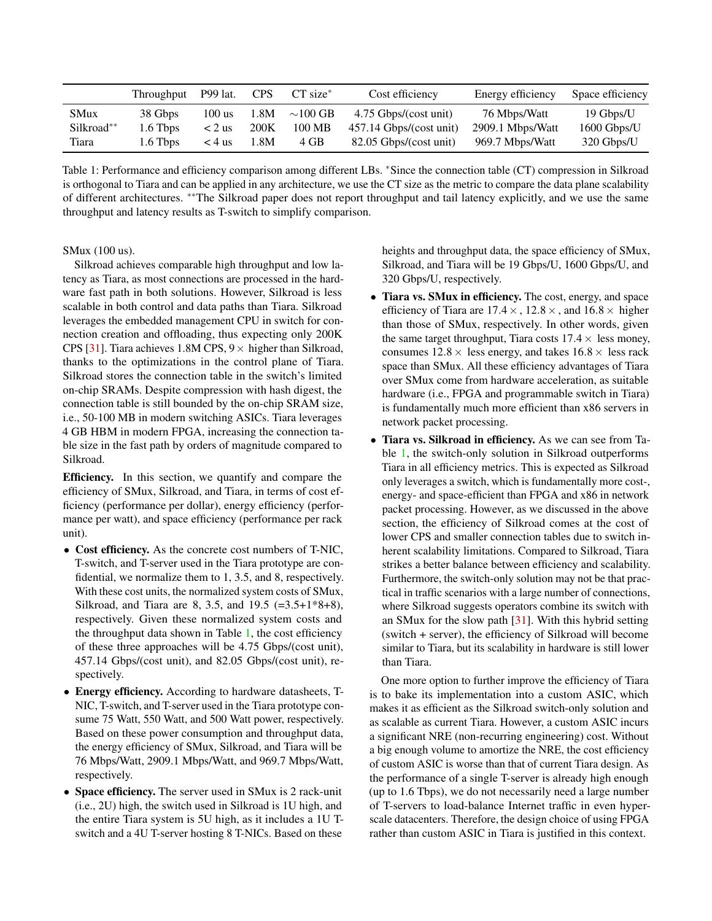| | Throughput | P99 lat. | CPS | CT size* | Cost efficiency | Energy efficiency | Space efficiency |
|---|---|---|---|---|---|---|---|
| SMux | 38 Gbps | 100 us | 1.8M | ~100 GB | 4.75 Gbps/(cost unit) | 76 Mbps/Watt | 19 Gbps/U |
| Silkroad** | 1.6 Tbps | < 2 us | 200K | 100 MB | 457.14 Gbps/(cost unit) | 2909.1 Mbps/Watt | 1600 Gbps/U |
| Tiara | 1.6 Tbps | < 4 us | 1.8M | 4 GB | 82.05 Gbps/(cost unit) | 969.7 Mbps/Watt | 320 Gbps/U |

Table 1: Performance and efficiency comparison among different LBs. *Since the connection table (CT) compression in Silkroad is orthogonal to Tiara and can be applied in any architecture, we use the CT size as the metric to compare the data plane scalability of different architectures. **The Silkroad paper does not report throughput and tail latency explicitly, and we use the same throughput and latency results as T-switch to simplify comparison.

SMux (100 us).

Silkroad achieves comparable high throughput and low latency as Tiara, as most connections are processed in the hardware fast path in both solutions. However, Silkroad is less scalable in both control and data paths than Tiara. Silkroad leverages the embedded management CPU in switch for connection creation and offloading, thus expecting only 200K CPS [31]. Tiara achieves 1.8M CPS, $9\times$ higher than Silkroad, thanks to the optimizations in the control plane of Tiara. Silkroad stores the connection table in the switch's limited on-chip SRAMs. Despite compression with hash digest, the connection table is still bounded by the on-chip SRAM size, i.e., 50-100 MB in modern switching ASICs. Tiara leverages 4 GB HBM in modern FPGA, increasing the connection table size in the fast path by orders of magnitude compared to Silkroad.

**Efficiency.** In this section, we quantify and compare the efficiency of SMux, Silkroad, and Tiara, in terms of cost efficiency (performance per dollar), energy efficiency (performance per watt), and space efficiency (performance per rack unit).

- **Cost efficiency.** As the concrete cost numbers of T-NIC, T-switch, and T-server used in the Tiara prototype are confidential, we normalize them to 1, 3.5, and 8, respectively. With these cost units, the normalized system costs of SMux, Silkroad, and Tiara are 8, 3.5, and 19.5 (=3.5+1*8+8), respectively. Given these normalized system costs and the throughput data shown in Table 1, the cost efficiency of these three approaches will be 4.75 Gbps/(cost unit), 457.14 Gbps/(cost unit), and 82.05 Gbps/(cost unit), respectively.
- **Energy efficiency.** According to hardware datasheets, T-NIC, T-switch, and T-server used in the Tiara prototype consume 75 Watt, 550 Watt, and 500 Watt power, respectively. Based on these power consumption and throughput data, the energy efficiency of SMux, Silkroad, and Tiara will be 76 Mbps/Watt, 2909.1 Mbps/Watt, and 969.7 Mbps/Watt, respectively.
- **Space efficiency.** The server used in SMux is 2 rack-unit (i.e., 2U) high, the switch used in Silkroad is 1U high, and the entire Tiara system is 5U high, as it includes a 1U T-switch and a 4U T-server hosting 8 T-NICs. Based on these heights and throughput data, the space efficiency of SMux, Silkroad, and Tiara will be 19 Gbps/U, 1600 Gbps/U, and 320 Gbps/U, respectively.
- **Tiara vs. SMux in efficiency.** The cost, energy, and space efficiency of Tiara are $17.4\times$, $12.8\times$, and $16.8\times$ higher than those of SMux, respectively. In other words, given the same target throughput, Tiara costs $17.4\times$ less money, consumes $12.8\times$ less energy, and takes $16.8\times$ less rack space than SMux. All these efficiency advantages of Tiara over SMux come from hardware acceleration, as suitable hardware (i.e., FPGA and programmable switch in Tiara) is fundamentally much more efficient than x86 servers in network packet processing.
- **Tiara vs. Silkroad in efficiency.** As we can see from Table 1, the switch-only solution in Silkroad outperforms Tiara in all efficiency metrics. This is expected as Silkroad only leverages a switch, which is fundamentally more cost-, energy- and space-efficient than FPGA and x86 in network packet processing. However, as we discussed in the above section, the efficiency of Silkroad comes at the cost of lower CPS and smaller connection tables due to switch inherent scalability limitations. Compared to Silkroad, Tiara strikes a better balance between efficiency and scalability. Furthermore, the switch-only solution may not be that practical in traffic scenarios with a large number of connections, where Silkroad suggests operators combine its switch with an SMux for the slow path [31]. With this hybrid setting (switch + server), the efficiency of Silkroad will become similar to Tiara, but its scalability in hardware is still lower than Tiara.

One more option to further improve the efficiency of Tiara is to bake its implementation into a custom ASIC, which makes it as efficient as the Silkroad switch-only solution and as scalable as current Tiara. However, a custom ASIC incurs a significant NRE (non-recurring engineering) cost. Without a big enough volume to amortize the NRE, the cost efficiency of custom ASIC is worse than that of current Tiara design. As the performance of a single T-server is already high enough (up to 1.6 Tbps), we do not necessarily need a large number of T-servers to load-balance Internet traffic in even hyperscale datacenters. Therefore, the design choice of using FPGA rather than custom ASIC in Tiara is justified in this context.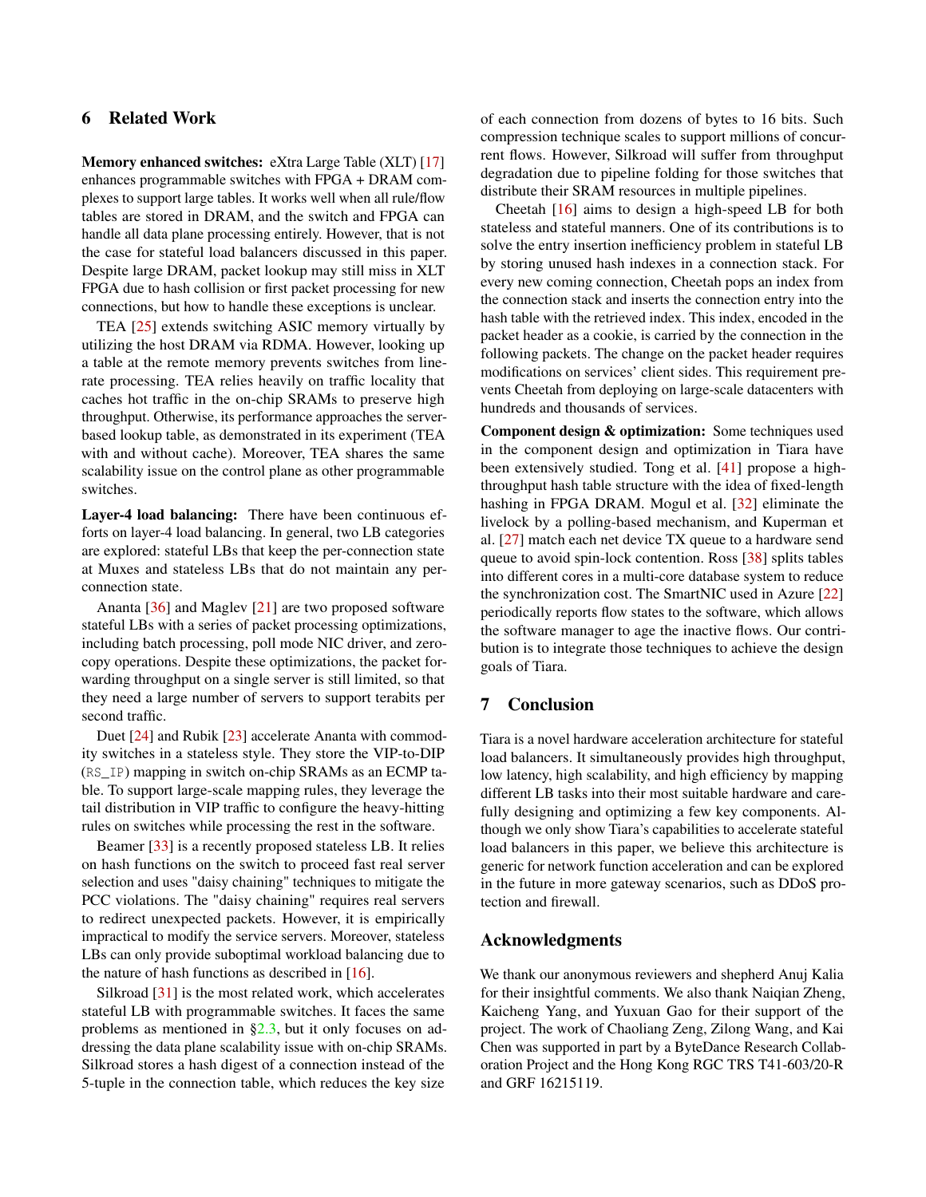## 6 Related Work

**Memory enhanced switches:** eXtra Large Table (XLT) [17] enhances programmable switches with FPGA + DRAM complexes to support large tables. It works well when all rule/flow tables are stored in DRAM, and the switch and FPGA can handle all data plane processing entirely. However, that is not the case for stateful load balancers discussed in this paper. Despite large DRAM, packet lookup may still miss in XLT FPGA due to hash collision or first packet processing for new connections, but how to handle these exceptions is unclear.

TEA [25] extends switching ASIC memory virtually by utilizing the host DRAM via RDMA. However, looking up a table at the remote memory prevents switches from line-rate processing. TEA relies heavily on traffic locality that caches hot traffic in the on-chip SRAMs to preserve high throughput. Otherwise, its performance approaches the server-based lookup table, as demonstrated in its experiment (TEA with and without cache). Moreover, TEA shares the same scalability issue on the control plane as other programmable switches.

**Layer-4 load balancing:** There have been continuous efforts on layer-4 load balancing. In general, two LB categories are explored: stateful LBs that keep the per-connection state at Muxes and stateless LBs that do not maintain any per-connection state.

Ananta [36] and Maglev [21] are two proposed software stateful LBs with a series of packet processing optimizations, including batch processing, poll mode NIC driver, and zero-copy operations. Despite these optimizations, the packet forwarding throughput on a single server is still limited, so that they need a large number of servers to support terabits per second traffic.

Duet [24] and Rubik [23] accelerate Ananta with commodity switches in a stateless style. They store the VIP-to-DIP (`RS_IP`) mapping in switch on-chip SRAMs as an ECMP table. To support large-scale mapping rules, they leverage the tail distribution in VIP traffic to configure the heavy-hitting rules on switches while processing the rest in the software.

Beamer [33] is a recently proposed stateless LB. It relies on hash functions on the switch to proceed fast real server selection and uses "daisy chaining" techniques to mitigate the PCC violations. The "daisy chaining" requires real servers to redirect unexpected packets. However, it is empirically impractical to modify the service servers. Moreover, stateless LBs can only provide suboptimal workload balancing due to the nature of hash functions as described in [16].

Silkroad [31] is the most related work, which accelerates stateful LB with programmable switches. It faces the same problems as mentioned in §2.3, but it only focuses on addressing the data plane scalability issue with on-chip SRAMs. Silkroad stores a hash digest of a connection instead of the 5-tuple in the connection table, which reduces the key size of each connection from dozens of bytes to 16 bits. Such compression technique scales to support millions of concurrent flows. However, Silkroad will suffer from throughput degradation due to pipeline folding for those switches that distribute their SRAM resources in multiple pipelines.

Cheetah [16] aims to design a high-speed LB for both stateless and stateful manners. One of its contributions is to solve the entry insertion inefficiency problem in stateful LB by storing unused hash indexes in a connection stack. For every new coming connection, Cheetah pops an index from the connection stack and inserts the connection entry into the hash table with the retrieved index. This index, encoded in the packet header as a cookie, is carried by the connection in the following packets. The change on the packet header requires modifications on services' client sides. This requirement prevents Cheetah from deploying on large-scale datacenters with hundreds and thousands of services.

**Component design & optimization:** Some techniques used in the component design and optimization in Tiara have been extensively studied. Tong et al. [41] propose a high-throughput hash table structure with the idea of fixed-length hashing in FPGA DRAM. Mogul et al. [32] eliminate the livelock by a polling-based mechanism, and Kuperman et al. [27] match each net device TX queue to a hardware send queue to avoid spin-lock contention. Ross [38] splits tables into different cores in a multi-core database system to reduce the synchronization cost. The SmartNIC used in Azure [22] periodically reports flow states to the software, which allows the software manager to age the inactive flows. Our contribution is to integrate those techniques to achieve the design goals of Tiara.

## 7 Conclusion

Tiara is a novel hardware acceleration architecture for stateful load balancers. It simultaneously provides high throughput, low latency, high scalability, and high efficiency by mapping different LB tasks into their most suitable hardware and carefully designing and optimizing a few key components. Although we only show Tiara's capabilities to accelerate stateful load balancers in this paper, we believe this architecture is generic for network function acceleration and can be explored in the future in more gateway scenarios, such as DDoS protection and firewall.

## Acknowledgments

We thank our anonymous reviewers and shepherd Anuj Kalia for their insightful comments. We also thank Naiqian Zheng, Kaicheng Yang, and Yuxuan Gao for their support of the project. The work of Chaoliang Zeng, Zilong Wang, and Kai Chen was supported in part by a ByteDance Research Collaboration Project and the Hong Kong RGC TRS T41-603/20-R and GRF 16215119.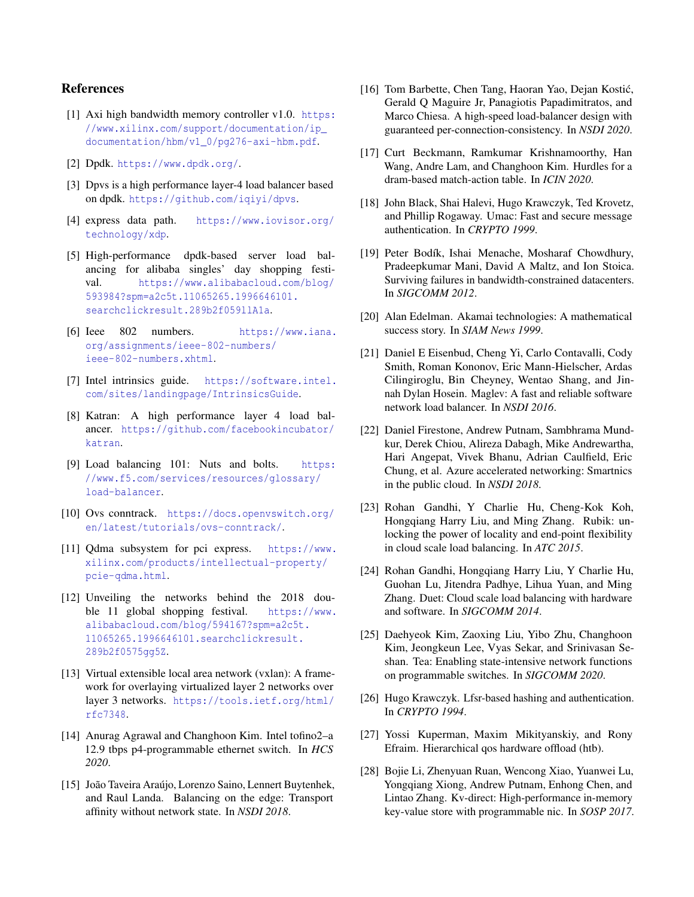## References

[1] Axi high bandwidth memory controller v1.0. https://www.xilinx.com/support/documentation/ip_documentation/hbm/v1_0/pg276-axi-hbm.pdf.

[2] Dpdk. https://www.dpdk.org/.

[3] Dpvs is a high performance layer-4 load balancer based on dpdk. https://github.com/iqiyi/dpvs.

[4] express data path. https://www.iovisor.org/technology/xdp.

[5] High-performance dpdk-based server load balancing for alibaba singles' day shopping festival. https://www.alibabacloud.com/blog/593984?spm=a2c5t.11065265.1996646101.searchclickresult.289b2f0591lA1a.

[6] Ieee 802 numbers. https://www.iana.org/assignments/ieee-802-numbers/ieee-802-numbers.xhtml.

[7] Intel intrinsics guide. https://software.intel.com/sites/landingpage/IntrinsicsGuide.

[8] Katran: A high performance layer 4 load balancer. https://github.com/facebookincubator/katran.

[9] Load balancing 101: Nuts and bolts. https://www.f5.com/services/resources/glossary/load-balancer.

[10] Ovs conntrack. https://docs.openvswitch.org/en/latest/tutorials/ovs-conntrack/.

[11] Qdma subsystem for pci express. https://www.xilinx.com/products/intellectual-property/pcie-qdma.html.

[12] Unveiling the networks behind the 2018 double 11 global shopping festival. https://www.alibabacloud.com/blog/594167?spm=a2c5t.11065265.1996646101.searchclickresult.289b2f0575gg5Z.

[13] Virtual extensible local area network (vxlan): A framework for overlaying virtualized layer 2 networks over layer 3 networks. https://tools.ietf.org/html/rfc7348.

[14] Anurag Agrawal and Changhoon Kim. Intel tofino2–a 12.9 tbps p4-programmable ethernet switch. In *HCS 2020*.

[15] João Taveira Araújo, Lorenzo Saino, Lennert Buytenhek, and Raul Landa. Balancing on the edge: Transport affinity without network state. In *NSDI 2018*.

[16] Tom Barbette, Chen Tang, Haoran Yao, Dejan Kostić, Gerald Q Maguire Jr, Panagiotis Papadimitratos, and Marco Chiesa. A high-speed load-balancer design with guaranteed per-connection-consistency. In *NSDI 2020*.

[17] Curt Beckmann, Ramkumar Krishnamoorthy, Han Wang, Andre Lam, and Changhoon Kim. Hurdles for a dram-based match-action table. In *ICIN 2020*.

[18] John Black, Shai Halevi, Hugo Krawczyk, Ted Krovetz, and Phillip Rogaway. Umac: Fast and secure message authentication. In *CRYPTO 1999*.

[19] Peter Bodík, Ishai Menache, Mosharaf Chowdhury, Pradeepkumar Mani, David A Maltz, and Ion Stoica. Surviving failures in bandwidth-constrained datacenters. In *SIGCOMM 2012*.

[20] Alan Edelman. Akamai technologies: A mathematical success story. In *SIAM News 1999*.

[21] Daniel E Eisenbud, Cheng Yi, Carlo Contavalli, Cody Smith, Roman Kononov, Eric Mann-Hielscher, Ardas Cilingiroglu, Bin Cheyney, Wentao Shang, and Jinnah Dylan Hosein. Maglev: A fast and reliable software network load balancer. In *NSDI 2016*.

[22] Daniel Firestone, Andrew Putnam, Sambhrama Mundkur, Derek Chiou, Alireza Dabagh, Mike Andrewartha, Hari Angepat, Vivek Bhanu, Adrian Caulfield, Eric Chung, et al. Azure accelerated networking: Smartnics in the public cloud. In *NSDI 2018*.

[23] Rohan Gandhi, Y Charlie Hu, Cheng-Kok Koh, Hongqiang Harry Liu, and Ming Zhang. Rubik: unlocking the power of locality and end-point flexibility in cloud scale load balancing. In *ATC 2015*.

[24] Rohan Gandhi, Hongqiang Harry Liu, Y Charlie Hu, Guohan Lu, Jitendra Padhye, Lihua Yuan, and Ming Zhang. Duet: Cloud scale load balancing with hardware and software. In *SIGCOMM 2014*.

[25] Daehyeok Kim, Zaoxing Liu, Yibo Zhu, Changhoon Kim, Jeongkeun Lee, Vyas Sekar, and Srinivasan Seshan. Tea: Enabling state-intensive network functions on programmable switches. In *SIGCOMM 2020*.

[26] Hugo Krawczyk. Lfsr-based hashing and authentication. In *CRYPTO 1994*.

[27] Yossi Kuperman, Maxim Mikityanskiy, and Rony Efraim. Hierarchical qos hardware offload (htb).

[28] Bojie Li, Zhenyuan Ruan, Wencong Xiao, Yuanwei Lu, Yongqiang Xiong, Andrew Putnam, Enhong Chen, and Lintao Zhang. Kv-direct: High-performance in-memory key-value store with programmable nic. In *SOSP 2017*.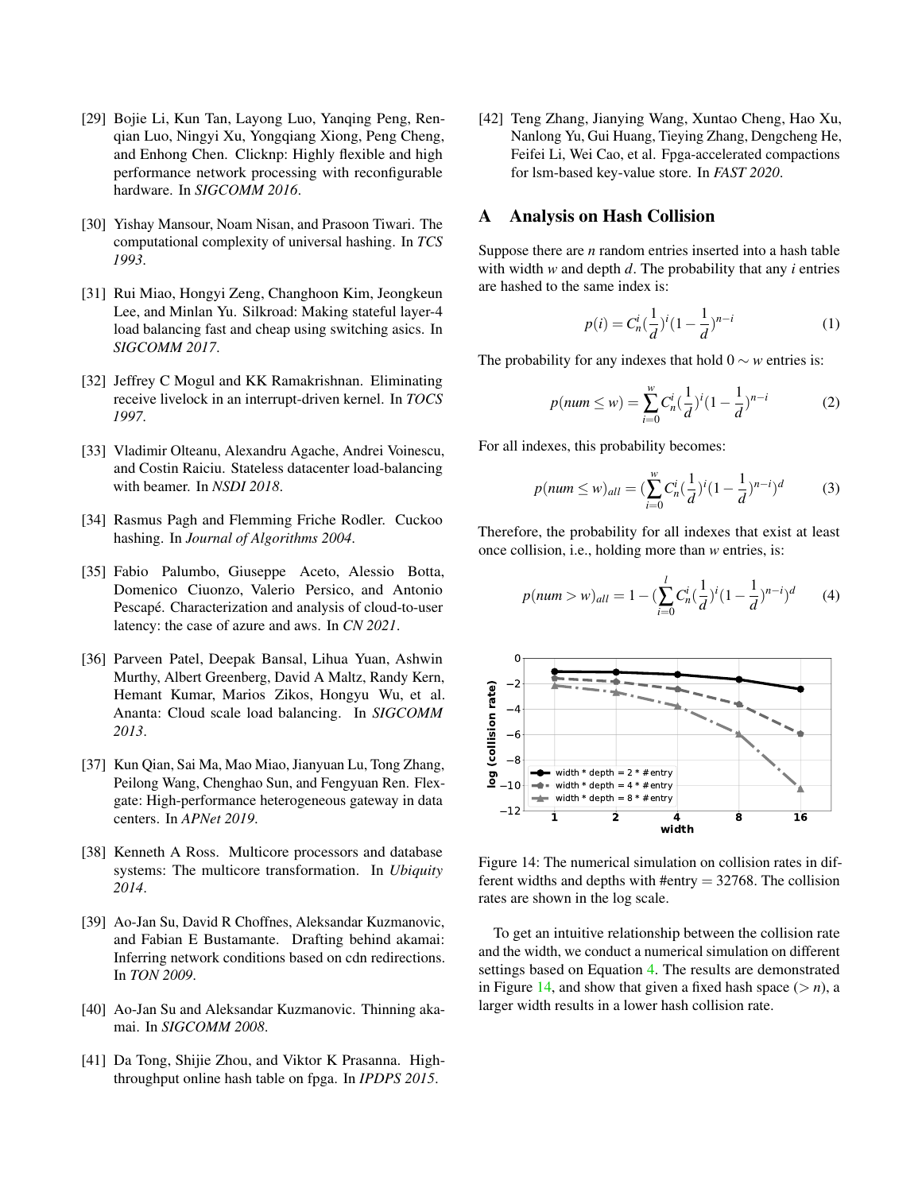[29] Bojie Li, Kun Tan, Layong Luo, Yanqing Peng, Renqian Luo, Ningyi Xu, Yongqiang Xiong, Peng Cheng, and Enhong Chen. Clicknp: Highly flexible and high performance network processing with reconfigurable hardware. In *SIGCOMM 2016*.

[30] Yishay Mansour, Noam Nisan, and Prasoon Tiwari. The computational complexity of universal hashing. In *TCS 1993*.

[31] Rui Miao, Hongyi Zeng, Changhoon Kim, Jeongkeun Lee, and Minlan Yu. Silkroad: Making stateful layer-4 load balancing fast and cheap using switching asics. In *SIGCOMM 2017*.

[32] Jeffrey C Mogul and KK Ramakrishnan. Eliminating receive livelock in an interrupt-driven kernel. In *TOCS 1997*.

[33] Vladimir Olteanu, Alexandru Agache, Andrei Voinescu, and Costin Raiciu. Stateless datacenter load-balancing with beamer. In *NSDI 2018*.

[34] Rasmus Pagh and Flemming Friche Rodler. Cuckoo hashing. In *Journal of Algorithms 2004*.

[35] Fabio Palumbo, Giuseppe Aceto, Alessio Botta, Domenico Ciuonzo, Valerio Persico, and Antonio Pescapé. Characterization and analysis of cloud-to-user latency: the case of azure and aws. In *CN 2021*.

[36] Parveen Patel, Deepak Bansal, Lihua Yuan, Ashwin Murthy, Albert Greenberg, David A Maltz, Randy Kern, Hemant Kumar, Marios Zikos, Hongyu Wu, et al. Ananta: Cloud scale load balancing. In *SIGCOMM 2013*.

[37] Kun Qian, Sai Ma, Mao Miao, Jianyuan Lu, Tong Zhang, Peilong Wang, Chenghao Sun, and Fengyuan Ren. Flexgate: High-performance heterogeneous gateway in data centers. In *APNet 2019*.

[38] Kenneth A Ross. Multicore processors and database systems: The multicore transformation. In *Ubiquity 2014*.

[39] Ao-Jan Su, David R Choffnes, Aleksandar Kuzmanovic, and Fabian E Bustamante. Drafting behind akamai: Inferring network conditions based on cdn redirections. In *TON 2009*.

[40] Ao-Jan Su and Aleksandar Kuzmanovic. Thinning akamai. In *SIGCOMM 2008*.

[41] Da Tong, Shijie Zhou, and Viktor K Prasanna. High-throughput online hash table on fpga. In *IPDPS 2015*.

[42] Teng Zhang, Jianying Wang, Xuntao Cheng, Hao Xu, Nanlong Yu, Gui Huang, Tieying Zhang, Dengcheng He, Feifei Li, Wei Cao, et al. Fpga-accelerated compactions for lsm-based key-value store. In *FAST 2020*.

## A Analysis on Hash Collision

Suppose there are $n$ random entries inserted into a hash table with width $w$ and depth $d$. The probability that any $i$ entries are hashed to the same index is:

$$p(i) = C_n^i (\frac{1}{d})^i (1 - \frac{1}{d})^{n-i} \tag{1}$$

The probability for any indexes that hold $0 \sim w$ entries is:

$$p(num \leq w) = \sum_{i=0}^{w} C_n^i (\frac{1}{d})^i (1 - \frac{1}{d})^{n-i} \tag{2}$$

For all indexes, this probability becomes:

$$p(num \leq w)_{all} = (\sum_{i=0}^{w} C_n^i (\frac{1}{d})^i (1 - \frac{1}{d})^{n-i})^d \tag{3}$$

Therefore, the probability for all indexes that exist at least once collision, i.e., holding more than $w$ entries, is:

$$p(num > w)_{all} = 1 - (\sum_{i=0}^{l} C_n^i (\frac{1}{d})^i (1 - \frac{1}{d})^{n-i})^d \tag{4}$$

0
−2
−4
−6
−8
−10
−12
log (collision rate)
1
2
4
8
16
width
width * depth = 2 * #entry
width * depth = 4 * #entry
width * depth = 8 * #entry

Figure 14: The numerical simulation on collision rates in different widths and depths with #entry = 32768. The collision rates are shown in the log scale.

To get an intuitive relationship between the collision rate and the width, we conduct a numerical simulation on different settings based on Equation 4. The results are demonstrated in Figure 14, and show that given a fixed hash space ($> n$), a larger width results in a lower hash collision rate.